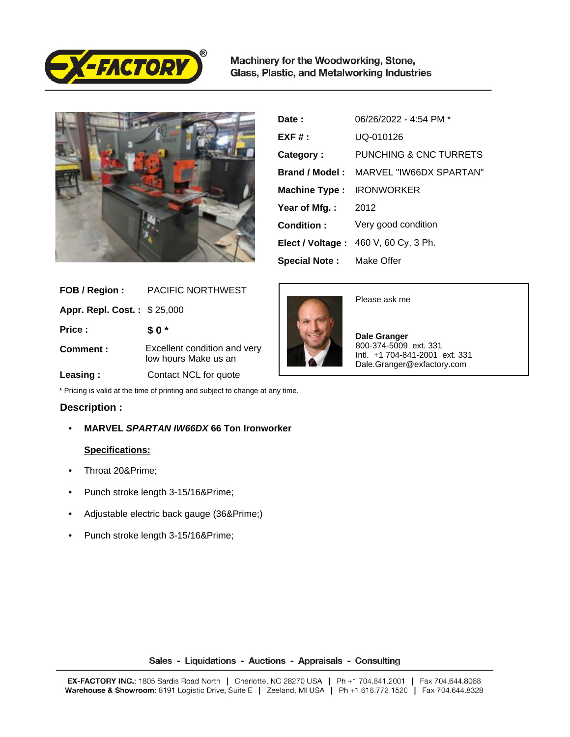Machinery for the Woodworking, Stone, Glass, Plastic, and Metalworking Industries

| | |
|---|---|
| **Date :** | 06/26/2022 - 4:54 PM * |
| **EXF # :** | UQ-010126 |
| **Category :** | PUNCHING & CNC TURRETS |
| **Brand / Model :** | MARVEL "IW66DX SPARTAN" |
| **Machine Type :** | IRONWORKER |
| **Year of Mfg. :** | 2012 |
| **Condition :** | Very good condition |
| **Elect / Voltage :** | 460 V, 60 Cy, 3 Ph. |
| **Special Note :** | Make Offer |

| | |
|---|---|
| **FOB / Region :** | PACIFIC NORTHWEST |
| **Appr. Repl. Cost. :** | $ 25,000 |
| **Price :** | **$ 0 *** |
| **Comment :** | Excellent condition and very low hours Make us an |
| **Leasing :** | Contact NCL for quote |

Please ask me

**Dale Granger**
800-374-5009 ext. 331
Intl. +1 704-841-2001 ext. 331
Dale.Granger@exfactory.com

* Pricing is valid at the time of printing and subject to change at any time.

## Description :

- **MARVEL *SPARTAN IW66DX* 66 Ton Ironworker**

  **Specifications:**

- Throat 20&Prime;
- Punch stroke length 3-15/16&Prime;
- Adjustable electric back gauge (36&Prime;)
- Punch stroke length 3-15/16&Prime;

Sales - Liquidations - Auctions - Appraisals - Consulting

**EX-FACTORY INC.**: 1805 Sardis Road North | Charlotte, NC 28270 USA | Ph +1 704.841.2001 | Fax 704.644.8068
**Warehouse & Showroom**: 8191 Logistic Drive, Suite E | Zeeland, MI USA | Ph +1 616.772.1520 | Fax 704.644.8328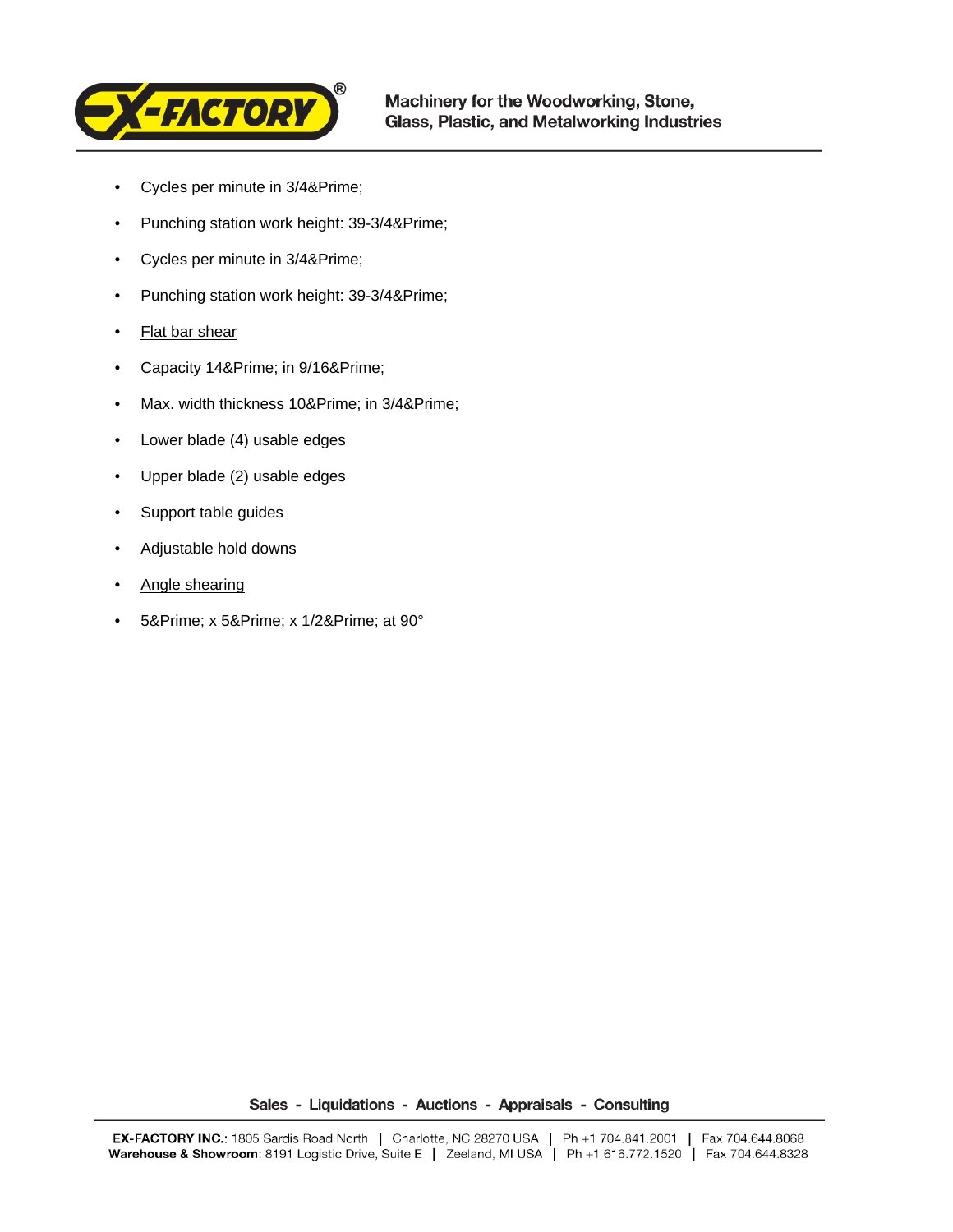- Cycles per minute in 3/4&Prime;
- Punching station work height: 39-3/4&Prime;
- Cycles per minute in 3/4&Prime;
- Punching station work height: 39-3/4&Prime;
- Flat bar shear
- Capacity 14&Prime; in 9/16&Prime;
- Max. width thickness 10&Prime; in 3/4&Prime;
- Lower blade (4) usable edges
- Upper blade (2) usable edges
- Support table guides
- Adjustable hold downs
- Angle shearing
- 5&Prime; x 5&Prime; x 1/2&Prime; at 90°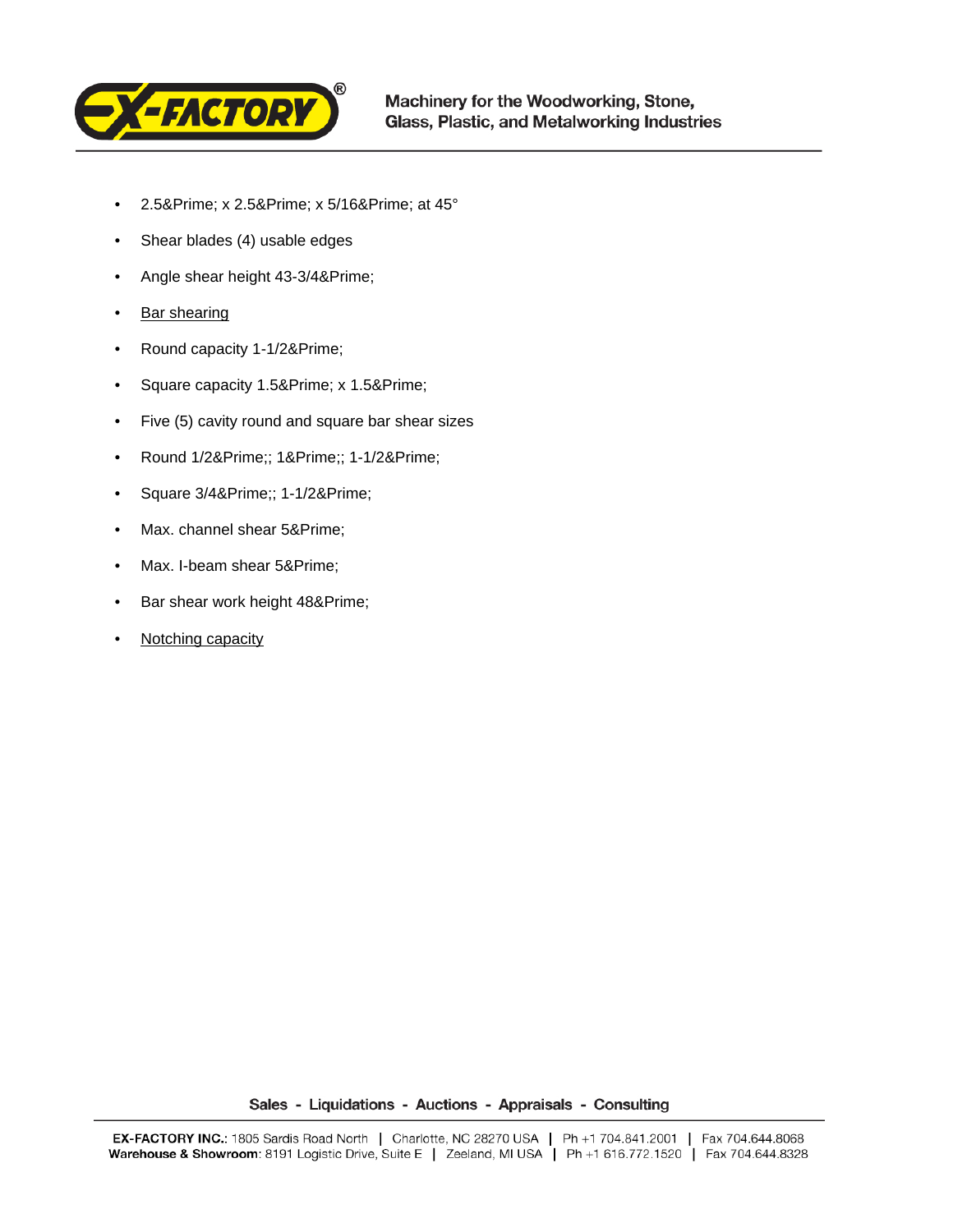- 2.5&Prime; x 2.5&Prime; x 5/16&Prime; at 45°
- Shear blades (4) usable edges
- Angle shear height 43-3/4&Prime;
- Bar shearing
- Round capacity 1-1/2&Prime;
- Square capacity 1.5&Prime; x 1.5&Prime;
- Five (5) cavity round and square bar shear sizes
- Round 1/2&Prime;; 1&Prime;; 1-1/2&Prime;
- Square 3/4&Prime;; 1-1/2&Prime;
- Max. channel shear 5&Prime;
- Max. I-beam shear 5&Prime;
- Bar shear work height 48&Prime;
- Notching capacity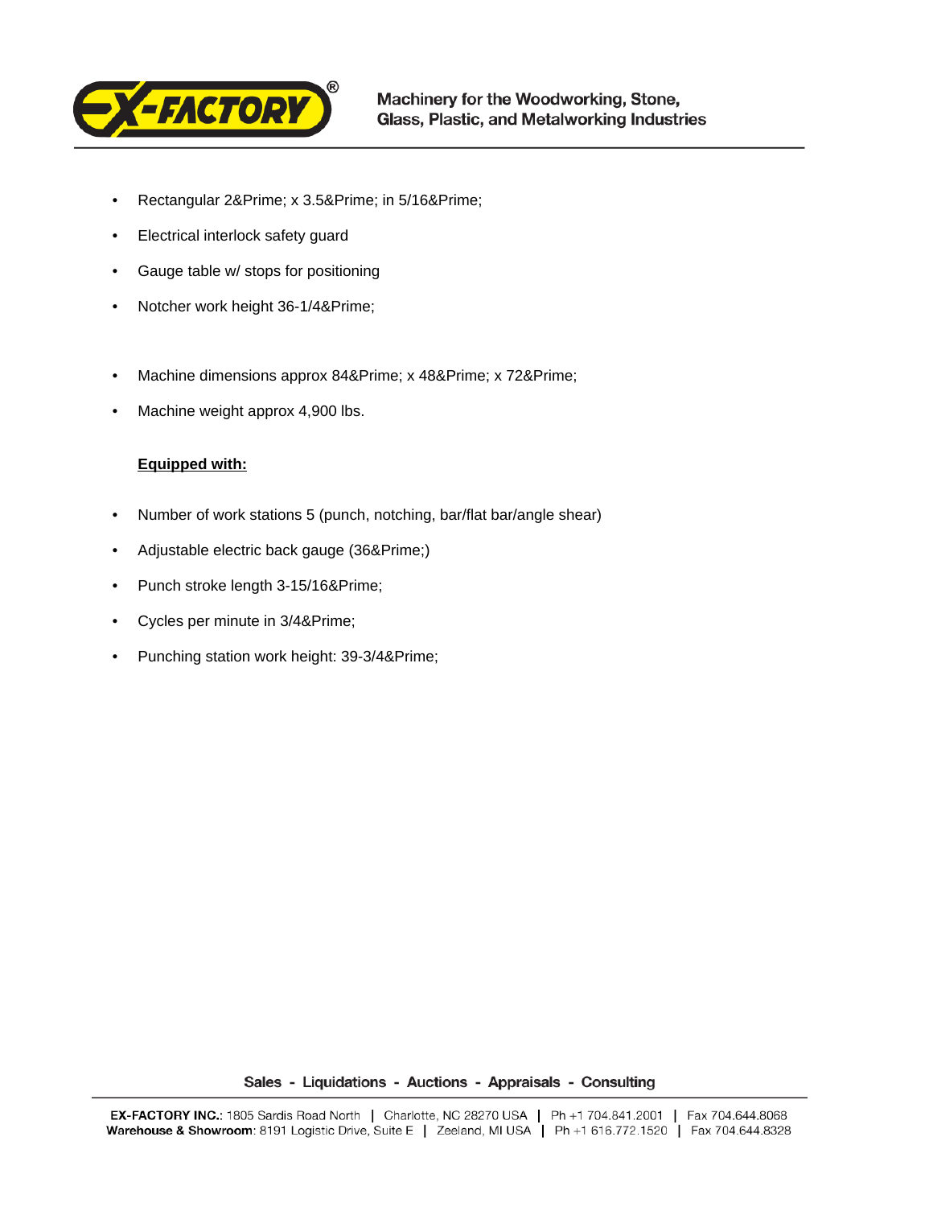- Rectangular 2&Prime; x 3.5&Prime; in 5/16&Prime;
- Electrical interlock safety guard
- Gauge table w/ stops for positioning
- Notcher work height 36-1/4&Prime;

- Machine dimensions approx 84&Prime; x 48&Prime; x 72&Prime;
- Machine weight approx 4,900 lbs.

**Equipped with:**

- Number of work stations 5 (punch, notching, bar/flat bar/angle shear)
- Adjustable electric back gauge (36&Prime;)
- Punch stroke length 3-15/16&Prime;
- Cycles per minute in 3/4&Prime;
- Punching station work height: 39-3/4&Prime;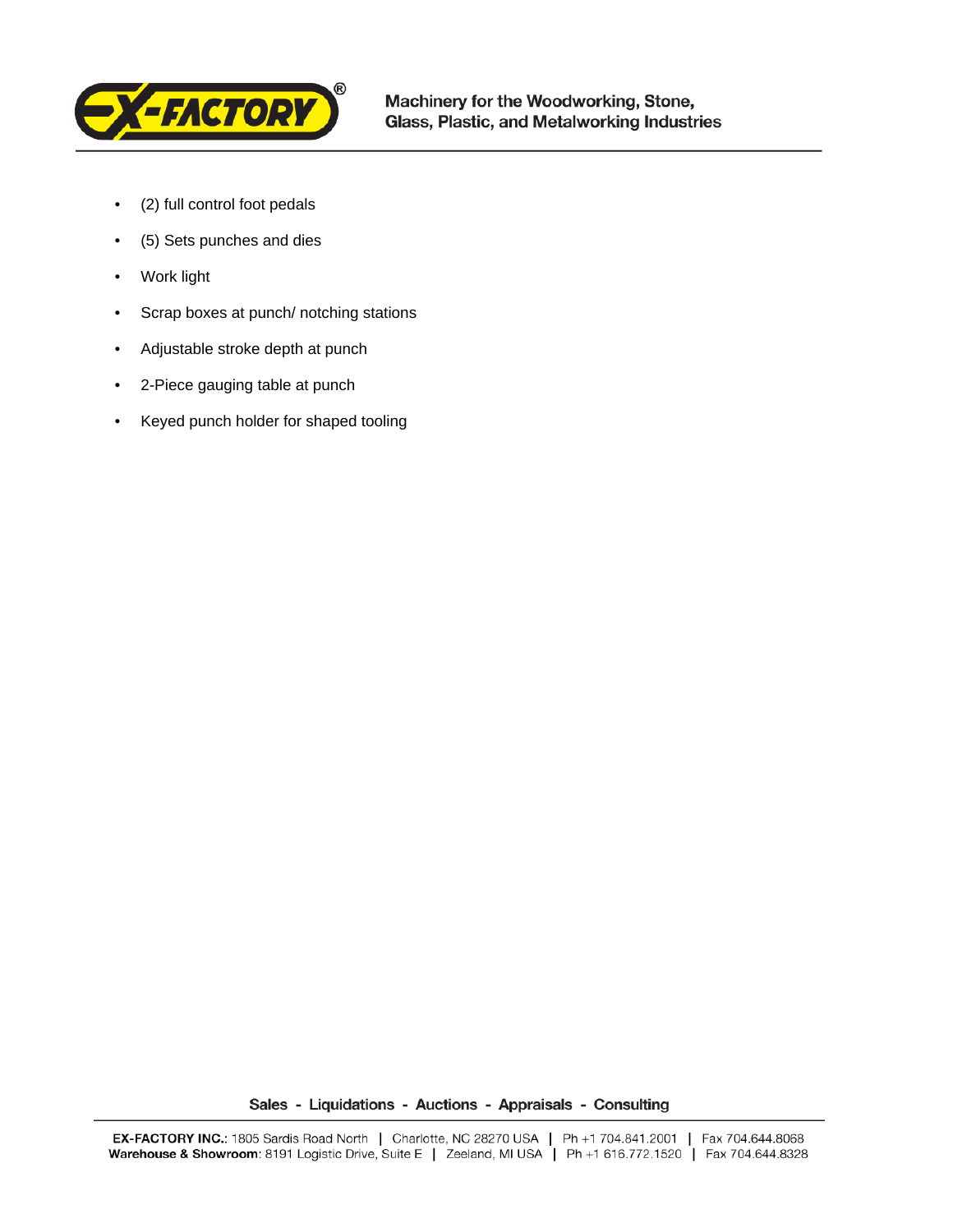- (2) full control foot pedals
- (5) Sets punches and dies
- Work light
- Scrap boxes at punch/ notching stations
- Adjustable stroke depth at punch
- 2-Piece gauging table at punch
- Keyed punch holder for shaped tooling